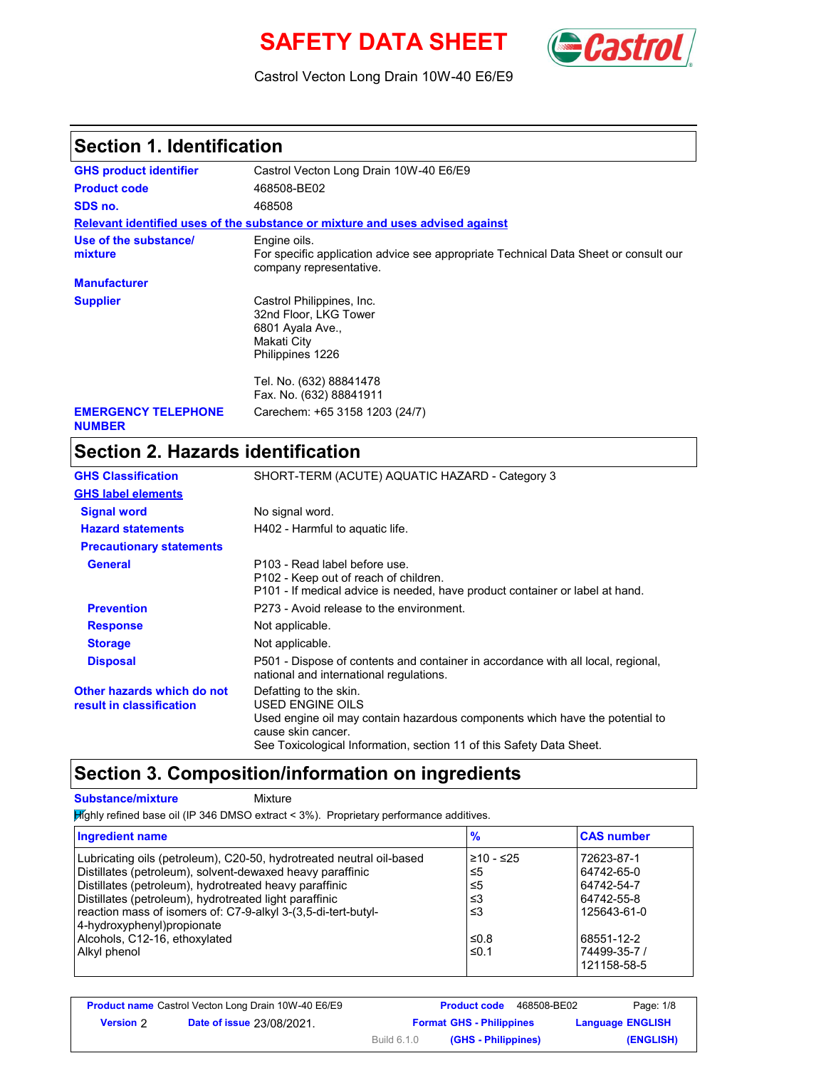# SAFETY DATA SHEET

Castrol Vecton Long Drain 10W-40 E6/E9

## Section 1. Identification

| | |
|---|---|
| **GHS product identifier** | Castrol Vecton Long Drain 10W-40 E6/E9 |
| **Product code** | 468508-BE02 |
| **SDS no.** | 468508 |

**Relevant identified uses of the substance or mixture and uses advised against**

| | |
|---|---|
| **Use of the substance/ mixture** | Engine oils.<br>For specific application advice see appropriate Technical Data Sheet or consult our company representative. |
| **Manufacturer** | |
| **Supplier** | Castrol Philippines, Inc.<br>32nd Floor, LKG Tower<br>6801 Ayala Ave.,<br>Makati City<br>Philippines 1226<br><br>Tel. No. (632) 88841478<br>Fax. No. (632) 88841911 |
| **EMERGENCY TELEPHONE NUMBER** | Carechem: +65 3158 1203 (24/7) |

## Section 2. Hazards identification

| | |
|---|---|
| **GHS Classification** | SHORT-TERM (ACUTE) AQUATIC HAZARD - Category 3 |

**GHS label elements**

| | |
|---|---|
| **Signal word** | No signal word. |
| **Hazard statements** | H402 - Harmful to aquatic life. |
| **Precautionary statements** | |
| **General** | P103 - Read label before use.<br>P102 - Keep out of reach of children.<br>P101 - If medical advice is needed, have product container or label at hand. |
| **Prevention** | P273 - Avoid release to the environment. |
| **Response** | Not applicable. |
| **Storage** | Not applicable. |
| **Disposal** | P501 - Dispose of contents and container in accordance with all local, regional, national and international regulations. |
| **Other hazards which do not result in classification** | Defatting to the skin.<br>USED ENGINE OILS<br>Used engine oil may contain hazardous components which have the potential to cause skin cancer.<br>See Toxicological Information, section 11 of this Safety Data Sheet. |

## Section 3. Composition/information on ingredients

**Substance/mixture** Mixture

Highly refined base oil (IP 346 DMSO extract < 3%). Proprietary performance additives.

| Ingredient name | % | CAS number |
|---|---|---|
| Lubricating oils (petroleum), C20-50, hydrotreated neutral oil-based | ≥10 - ≤25 | 72623-87-1 |
| Distillates (petroleum), solvent-dewaxed heavy paraffinic | ≤5 | 64742-65-0 |
| Distillates (petroleum), hydrotreated heavy paraffinic | ≤5 | 64742-54-7 |
| Distillates (petroleum), hydrotreated light paraffinic | ≤3 | 64742-55-8 |
| reaction mass of isomers of: C7-9-alkyl 3-(3,5-di-tert-butyl-4-hydroxyphenyl)propionate | ≤3 | 125643-61-0 |
| Alcohols, C12-16, ethoxylated | ≤0.8 | 68551-12-2 |
| Alkyl phenol | ≤0.1 | 74499-35-7 / 121158-58-5 |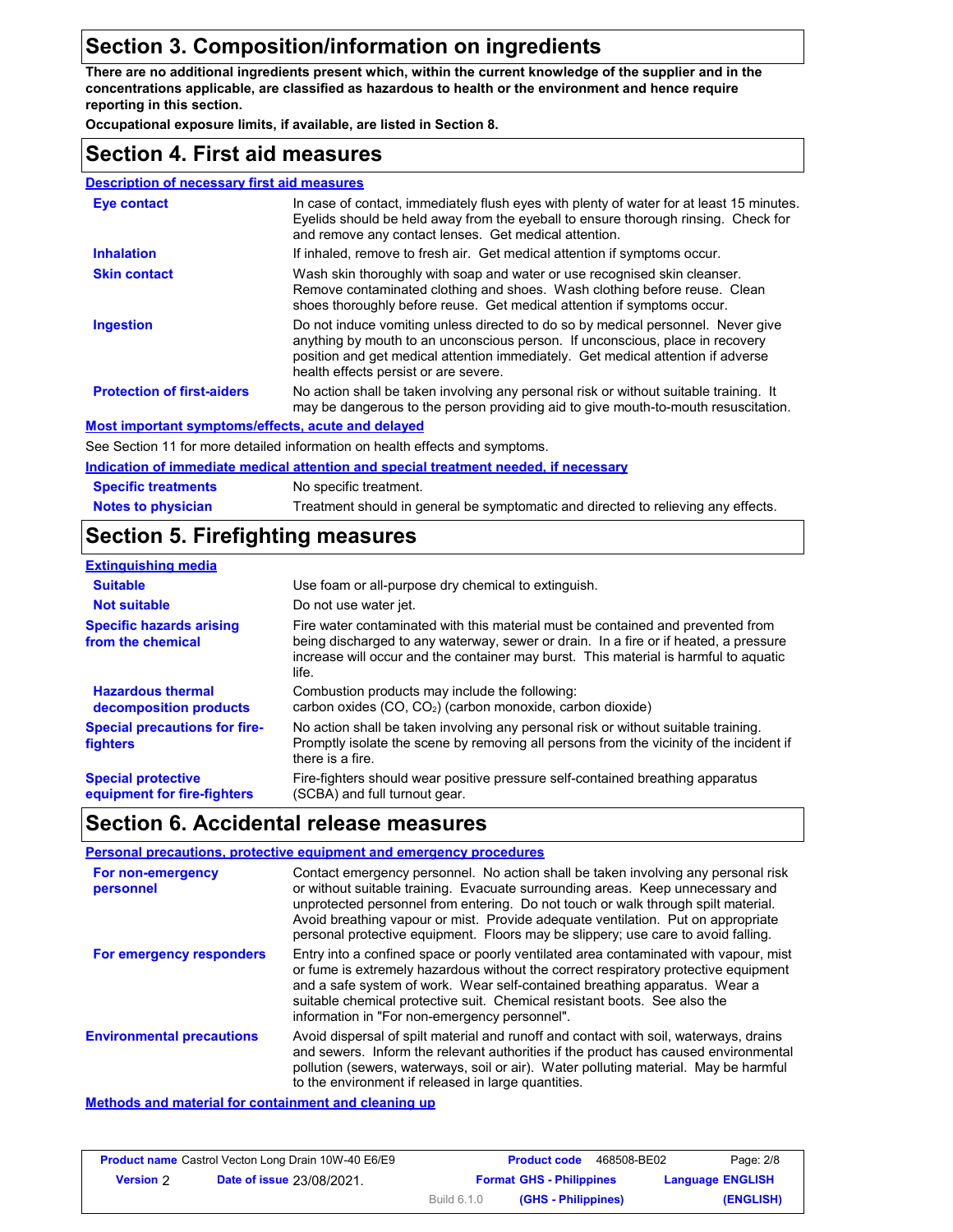## Section 3. Composition/information on ingredients

**There are no additional ingredients present which, within the current knowledge of the supplier and in the concentrations applicable, are classified as hazardous to health or the environment and hence require reporting in this section.**

**Occupational exposure limits, if available, are listed in Section 8.**

## Section 4. First aid measures

**Description of necessary first aid measures**

| | |
|---|---|
| **Eye contact** | In case of contact, immediately flush eyes with plenty of water for at least 15 minutes. Eyelids should be held away from the eyeball to ensure thorough rinsing. Check for and remove any contact lenses. Get medical attention. |
| **Inhalation** | If inhaled, remove to fresh air. Get medical attention if symptoms occur. |
| **Skin contact** | Wash skin thoroughly with soap and water or use recognised skin cleanser. Remove contaminated clothing and shoes. Wash clothing before reuse. Clean shoes thoroughly before reuse. Get medical attention if symptoms occur. |
| **Ingestion** | Do not induce vomiting unless directed to do so by medical personnel. Never give anything by mouth to an unconscious person. If unconscious, place in recovery position and get medical attention immediately. Get medical attention if adverse health effects persist or are severe. |
| **Protection of first-aiders** | No action shall be taken involving any personal risk or without suitable training. It may be dangerous to the person providing aid to give mouth-to-mouth resuscitation. |

**Most important symptoms/effects, acute and delayed**

See Section 11 for more detailed information on health effects and symptoms.

**Indication of immediate medical attention and special treatment needed, if necessary**

| | |
|---|---|
| **Specific treatments** | No specific treatment. |
| **Notes to physician** | Treatment should in general be symptomatic and directed to relieving any effects. |

## Section 5. Firefighting measures

**Extinguishing media**

| | |
|---|---|
| **Suitable** | Use foam or all-purpose dry chemical to extinguish. |
| **Not suitable** | Do not use water jet. |
| **Specific hazards arising from the chemical** | Fire water contaminated with this material must be contained and prevented from being discharged to any waterway, sewer or drain. In a fire or if heated, a pressure increase will occur and the container may burst. This material is harmful to aquatic life. |
| **Hazardous thermal decomposition products** | Combustion products may include the following: carbon oxides (CO, $CO_2$) (carbon monoxide, carbon dioxide) |
| **Special precautions for fire-fighters** | No action shall be taken involving any personal risk or without suitable training. Promptly isolate the scene by removing all persons from the vicinity of the incident if there is a fire. |
| **Special protective equipment for fire-fighters** | Fire-fighters should wear positive pressure self-contained breathing apparatus (SCBA) and full turnout gear. |

## Section 6. Accidental release measures

**Personal precautions, protective equipment and emergency procedures**

| | |
|---|---|
| **For non-emergency personnel** | Contact emergency personnel. No action shall be taken involving any personal risk or without suitable training. Evacuate surrounding areas. Keep unnecessary and unprotected personnel from entering. Do not touch or walk through spilt material. Avoid breathing vapour or mist. Provide adequate ventilation. Put on appropriate personal protective equipment. Floors may be slippery; use care to avoid falling. |
| **For emergency responders** | Entry into a confined space or poorly ventilated area contaminated with vapour, mist or fume is extremely hazardous without the correct respiratory protective equipment and a safe system of work. Wear self-contained breathing apparatus. Wear a suitable chemical protective suit. Chemical resistant boots. See also the information in "For non-emergency personnel". |
| **Environmental precautions** | Avoid dispersal of spilt material and runoff and contact with soil, waterways, drains and sewers. Inform the relevant authorities if the product has caused environmental pollution (sewers, waterways, soil or air). Water polluting material. May be harmful to the environment if released in large quantities. |

**Methods and material for containment and cleaning up**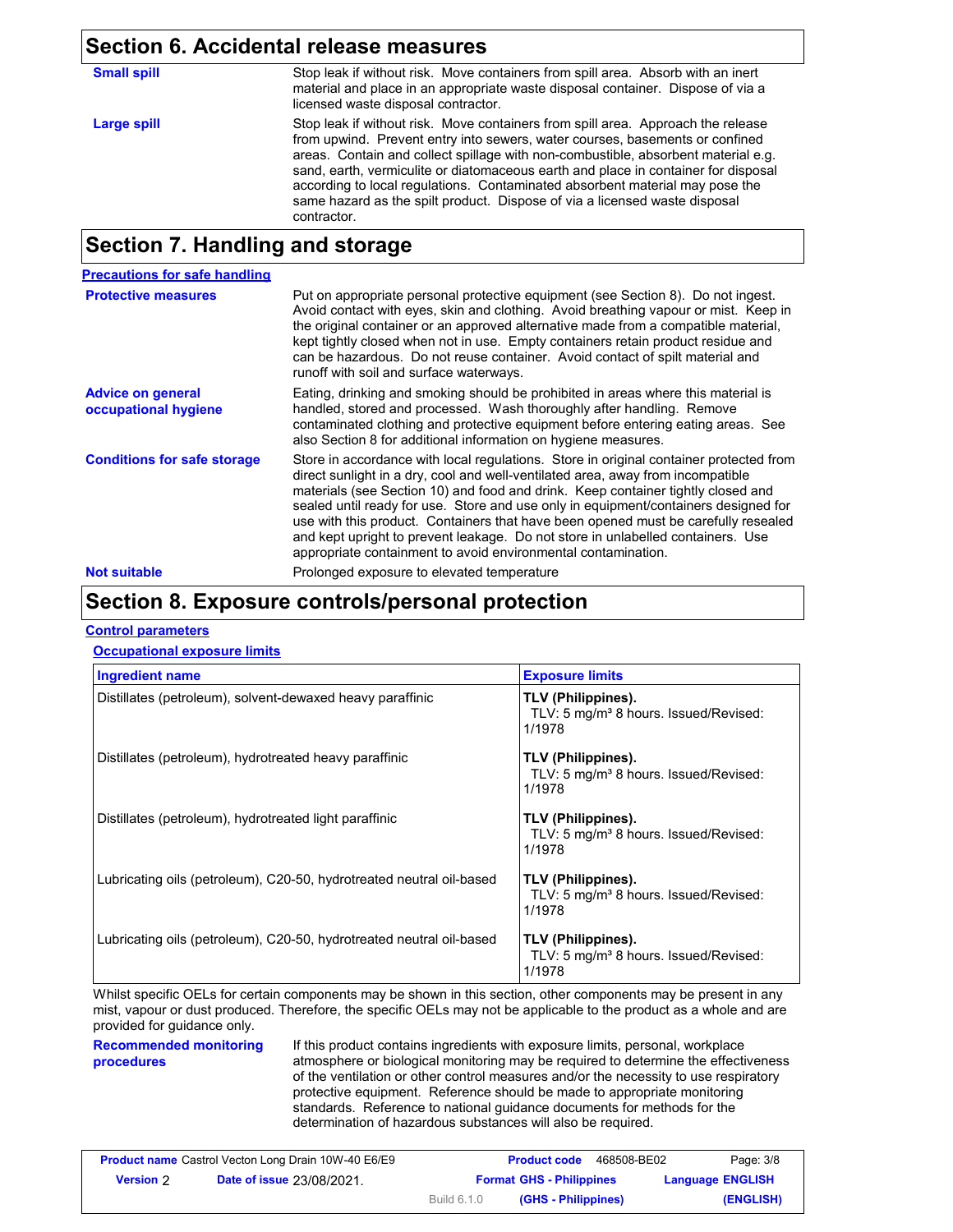## Section 6. Accidental release measures

| | |
|---|---|
| **Small spill** | Stop leak if without risk. Move containers from spill area. Absorb with an inert material and place in an appropriate waste disposal container. Dispose of via a licensed waste disposal contractor. |
| **Large spill** | Stop leak if without risk. Move containers from spill area. Approach the release from upwind. Prevent entry into sewers, water courses, basements or confined areas. Contain and collect spillage with non-combustible, absorbent material e.g. sand, earth, vermiculite or diatomaceous earth and place in container for disposal according to local regulations. Contaminated absorbent material may pose the same hazard as the spilt product. Dispose of via a licensed waste disposal contractor. |

## Section 7. Handling and storage

### Precautions for safe handling

| | |
|---|---|
| **Protective measures** | Put on appropriate personal protective equipment (see Section 8). Do not ingest. Avoid contact with eyes, skin and clothing. Avoid breathing vapour or mist. Keep in the original container or an approved alternative made from a compatible material, kept tightly closed when not in use. Empty containers retain product residue and can be hazardous. Do not reuse container. Avoid contact of spilt material and runoff with soil and surface waterways. |
| **Advice on general occupational hygiene** | Eating, drinking and smoking should be prohibited in areas where this material is handled, stored and processed. Wash thoroughly after handling. Remove contaminated clothing and protective equipment before entering eating areas. See also Section 8 for additional information on hygiene measures. |
| **Conditions for safe storage** | Store in accordance with local regulations. Store in original container protected from direct sunlight in a dry, cool and well-ventilated area, away from incompatible materials (see Section 10) and food and drink. Keep container tightly closed and sealed until ready for use. Store and use only in equipment/containers designed for use with this product. Containers that have been opened must be carefully resealed and kept upright to prevent leakage. Do not store in unlabelled containers. Use appropriate containment to avoid environmental contamination. |
| **Not suitable** | Prolonged exposure to elevated temperature |

## Section 8. Exposure controls/personal protection

### Control parameters

#### Occupational exposure limits

| Ingredient name | Exposure limits |
|---|---|
| Distillates (petroleum), solvent-dewaxed heavy paraffinic | **TLV (Philippines).** TLV: 5 mg/m³ 8 hours. Issued/Revised: 1/1978 |
| Distillates (petroleum), hydrotreated heavy paraffinic | **TLV (Philippines).** TLV: 5 mg/m³ 8 hours. Issued/Revised: 1/1978 |
| Distillates (petroleum), hydrotreated light paraffinic | **TLV (Philippines).** TLV: 5 mg/m³ 8 hours. Issued/Revised: 1/1978 |
| Lubricating oils (petroleum), C20-50, hydrotreated neutral oil-based | **TLV (Philippines).** TLV: 5 mg/m³ 8 hours. Issued/Revised: 1/1978 |
| Lubricating oils (petroleum), C20-50, hydrotreated neutral oil-based | **TLV (Philippines).** TLV: 5 mg/m³ 8 hours. Issued/Revised: 1/1978 |

Whilst specific OELs for certain components may be shown in this section, other components may be present in any mist, vapour or dust produced. Therefore, the specific OELs may not be applicable to the product as a whole and are provided for guidance only.

| | |
|---|---|
| **Recommended monitoring procedures** | If this product contains ingredients with exposure limits, personal, workplace atmosphere or biological monitoring may be required to determine the effectiveness of the ventilation or other control measures and/or the necessity to use respiratory protective equipment. Reference should be made to appropriate monitoring standards. Reference to national guidance documents for methods for the determination of hazardous substances will also be required. |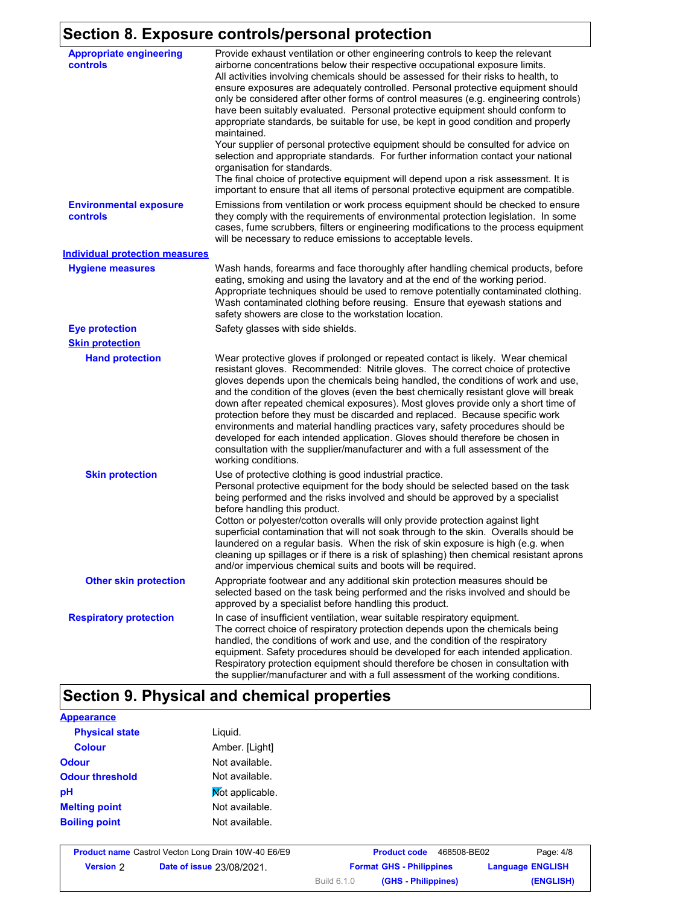## Section 8. Exposure controls/personal protection

| | |
|---|---|
| **Appropriate engineering controls** | Provide exhaust ventilation or other engineering controls to keep the relevant airborne concentrations below their respective occupational exposure limits. All activities involving chemicals should be assessed for their risks to health, to ensure exposures are adequately controlled. Personal protective equipment should only be considered after other forms of control measures (e.g. engineering controls) have been suitably evaluated. Personal protective equipment should conform to appropriate standards, be suitable for use, be kept in good condition and properly maintained. Your supplier of personal protective equipment should be consulted for advice on selection and appropriate standards. For further information contact your national organisation for standards. The final choice of protective equipment will depend upon a risk assessment. It is important to ensure that all items of personal protective equipment are compatible. |
| **Environmental exposure controls** | Emissions from ventilation or work process equipment should be checked to ensure they comply with the requirements of environmental protection legislation. In some cases, fume scrubbers, filters or engineering modifications to the process equipment will be necessary to reduce emissions to acceptable levels. |

**Individual protection measures**

| | |
|---|---|
| **Hygiene measures** | Wash hands, forearms and face thoroughly after handling chemical products, before eating, smoking and using the lavatory and at the end of the working period. Appropriate techniques should be used to remove potentially contaminated clothing. Wash contaminated clothing before reusing. Ensure that eyewash stations and safety showers are close to the workstation location. |
| **Eye protection** | Safety glasses with side shields. |
| **Skin protection** | |
| **Hand protection** | Wear protective gloves if prolonged or repeated contact is likely. Wear chemical resistant gloves. Recommended: Nitrile gloves. The correct choice of protective gloves depends upon the chemicals being handled, the conditions of work and use, and the condition of the gloves (even the best chemically resistant glove will break down after repeated chemical exposures). Most gloves provide only a short time of protection before they must be discarded and replaced. Because specific work environments and material handling practices vary, safety procedures should be developed for each intended application. Gloves should therefore be chosen in consultation with the supplier/manufacturer and with a full assessment of the working conditions. |
| **Skin protection** | Use of protective clothing is good industrial practice. Personal protective equipment for the body should be selected based on the task being performed and the risks involved and should be approved by a specialist before handling this product. Cotton or polyester/cotton overalls will only provide protection against light superficial contamination that will not soak through to the skin. Overalls should be laundered on a regular basis. When the risk of skin exposure is high (e.g. when cleaning up spillages or if there is a risk of splashing) then chemical resistant aprons and/or impervious chemical suits and boots will be required. |
| **Other skin protection** | Appropriate footwear and any additional skin protection measures should be selected based on the task being performed and the risks involved and should be approved by a specialist before handling this product. |
| **Respiratory protection** | In case of insufficient ventilation, wear suitable respiratory equipment. The correct choice of respiratory protection depends upon the chemicals being handled, the conditions of work and use, and the condition of the respiratory equipment. Safety procedures should be developed for each intended application. Respiratory protection equipment should therefore be chosen in consultation with the supplier/manufacturer and with a full assessment of the working conditions. |

## Section 9. Physical and chemical properties

**Appearance**

| | |
|---|---|
| **Physical state** | Liquid. |
| **Colour** | Amber. [Light] |
| **Odour** | Not available. |
| **Odour threshold** | Not available. |
| **pH** | Not applicable. |
| **Melting point** | Not available. |
| **Boiling point** | Not available. |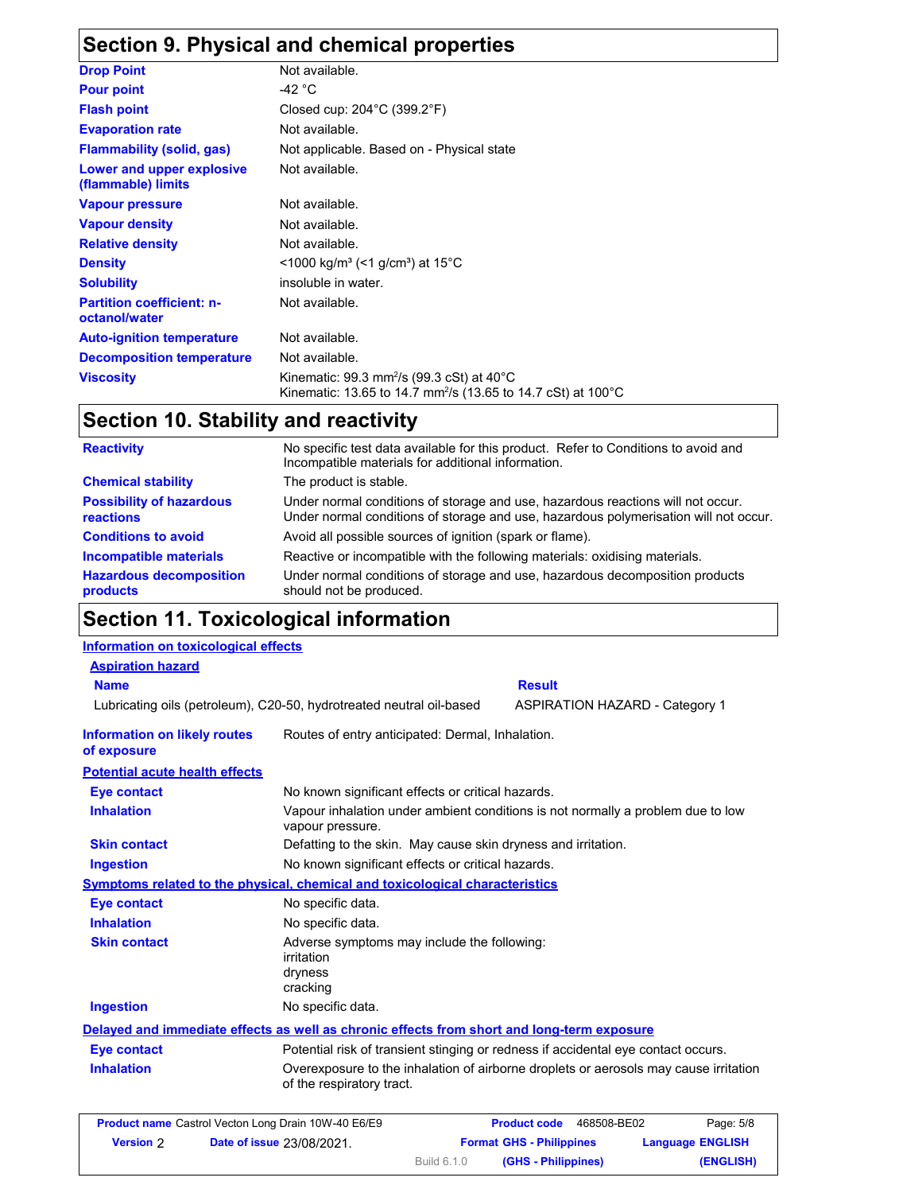## Section 9. Physical and chemical properties

| | |
|---|---|
| **Drop Point** | Not available. |
| **Pour point** | -42 °C |
| **Flash point** | Closed cup: 204°C (399.2°F) |
| **Evaporation rate** | Not available. |
| **Flammability (solid, gas)** | Not applicable. Based on - Physical state |
| **Lower and upper explosive (flammable) limits** | Not available. |
| **Vapour pressure** | Not available. |
| **Vapour density** | Not available. |
| **Relative density** | Not available. |
| **Density** | <1000 kg/m³ (<1 g/cm³) at 15°C |
| **Solubility** | insoluble in water. |
| **Partition coefficient: n-octanol/water** | Not available. |
| **Auto-ignition temperature** | Not available. |
| **Decomposition temperature** | Not available. |
| **Viscosity** | Kinematic: 99.3 mm²/s (99.3 cSt) at 40°C<br>Kinematic: 13.65 to 14.7 mm²/s (13.65 to 14.7 cSt) at 100°C |

## Section 10. Stability and reactivity

| | |
|---|---|
| **Reactivity** | No specific test data available for this product. Refer to Conditions to avoid and Incompatible materials for additional information. |
| **Chemical stability** | The product is stable. |
| **Possibility of hazardous reactions** | Under normal conditions of storage and use, hazardous reactions will not occur.<br>Under normal conditions of storage and use, hazardous polymerisation will not occur. |
| **Conditions to avoid** | Avoid all possible sources of ignition (spark or flame). |
| **Incompatible materials** | Reactive or incompatible with the following materials: oxidising materials. |
| **Hazardous decomposition products** | Under normal conditions of storage and use, hazardous decomposition products should not be produced. |

## Section 11. Toxicological information

**Information on toxicological effects**

**Aspiration hazard**

| Name | Result |
|---|---|
| Lubricating oils (petroleum), C20-50, hydrotreated neutral oil-based | ASPIRATION HAZARD - Category 1 |

| | |
|---|---|
| **Information on likely routes of exposure** | Routes of entry anticipated: Dermal, Inhalation. |

**Potential acute health effects**

| | |
|---|---|
| **Eye contact** | No known significant effects or critical hazards. |
| **Inhalation** | Vapour inhalation under ambient conditions is not normally a problem due to low vapour pressure. |
| **Skin contact** | Defatting to the skin. May cause skin dryness and irritation. |
| **Ingestion** | No known significant effects or critical hazards. |

**Symptoms related to the physical, chemical and toxicological characteristics**

| | |
|---|---|
| **Eye contact** | No specific data. |
| **Inhalation** | No specific data. |
| **Skin contact** | Adverse symptoms may include the following:<br>irritation<br>dryness<br>cracking |
| **Ingestion** | No specific data. |

**Delayed and immediate effects as well as chronic effects from short and long-term exposure**

| | |
|---|---|
| **Eye contact** | Potential risk of transient stinging or redness if accidental eye contact occurs. |
| **Inhalation** | Overexposure to the inhalation of airborne droplets or aerosols may cause irritation of the respiratory tract. |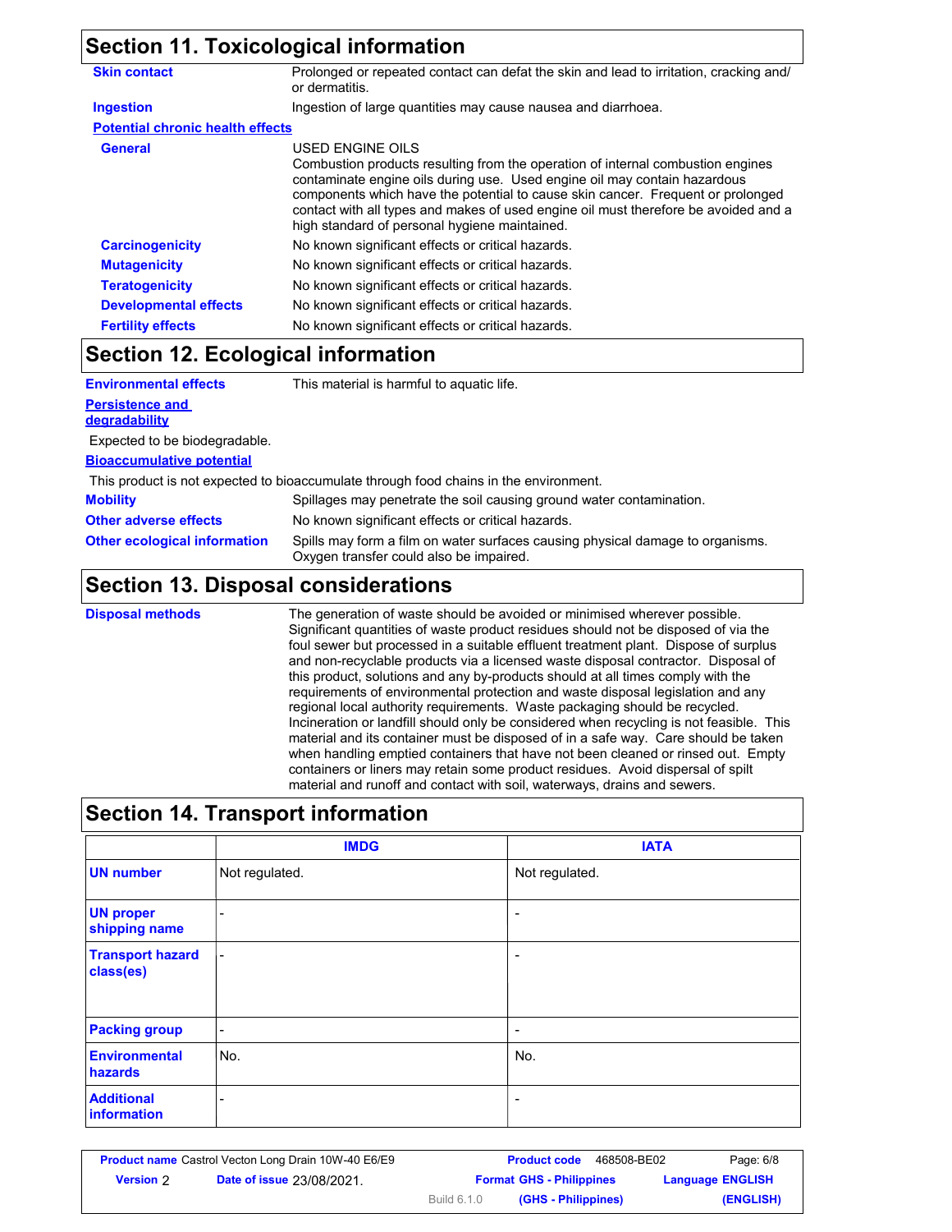## Section 11. Toxicological information

**Skin contact** Prolonged or repeated contact can defat the skin and lead to irritation, cracking and/or dermatitis.

**Ingestion** Ingestion of large quantities may cause nausea and diarrhoea.

**Potential chronic health effects**

**General** USED ENGINE OILS
Combustion products resulting from the operation of internal combustion engines contaminate engine oils during use. Used engine oil may contain hazardous components which have the potential to cause skin cancer. Frequent or prolonged contact with all types and makes of used engine oil must therefore be avoided and a high standard of personal hygiene maintained.

**Carcinogenicity** No known significant effects or critical hazards.

**Mutagenicity** No known significant effects or critical hazards.

**Teratogenicity** No known significant effects or critical hazards.

**Developmental effects** No known significant effects or critical hazards.

**Fertility effects** No known significant effects or critical hazards.

## Section 12. Ecological information

**Environmental effects** This material is harmful to aquatic life.

**Persistence and degradability**

Expected to be biodegradable.

**Bioaccumulative potential**

This product is not expected to bioaccumulate through food chains in the environment.

**Mobility** Spillages may penetrate the soil causing ground water contamination.

**Other adverse effects** No known significant effects or critical hazards.

**Other ecological information** Spills may form a film on water surfaces causing physical damage to organisms. Oxygen transfer could also be impaired.

## Section 13. Disposal considerations

**Disposal methods** The generation of waste should be avoided or minimised wherever possible. Significant quantities of waste product residues should not be disposed of via the foul sewer but processed in a suitable effluent treatment plant. Dispose of surplus and non-recyclable products via a licensed waste disposal contractor. Disposal of this product, solutions and any by-products should at all times comply with the requirements of environmental protection and waste disposal legislation and any regional local authority requirements. Waste packaging should be recycled. Incineration or landfill should only be considered when recycling is not feasible. This material and its container must be disposed of in a safe way. Care should be taken when handling emptied containers that have not been cleaned or rinsed out. Empty containers or liners may retain some product residues. Avoid dispersal of spilt material and runoff and contact with soil, waterways, drains and sewers.

## Section 14. Transport information

| | IMDG | IATA |
|---|---|---|
| **UN number** | Not regulated. | Not regulated. |
| **UN proper shipping name** | - | - |
| **Transport hazard class(es)** | - | - |
| **Packing group** | - | - |
| **Environmental hazards** | No. | No. |
| **Additional information** | - | - |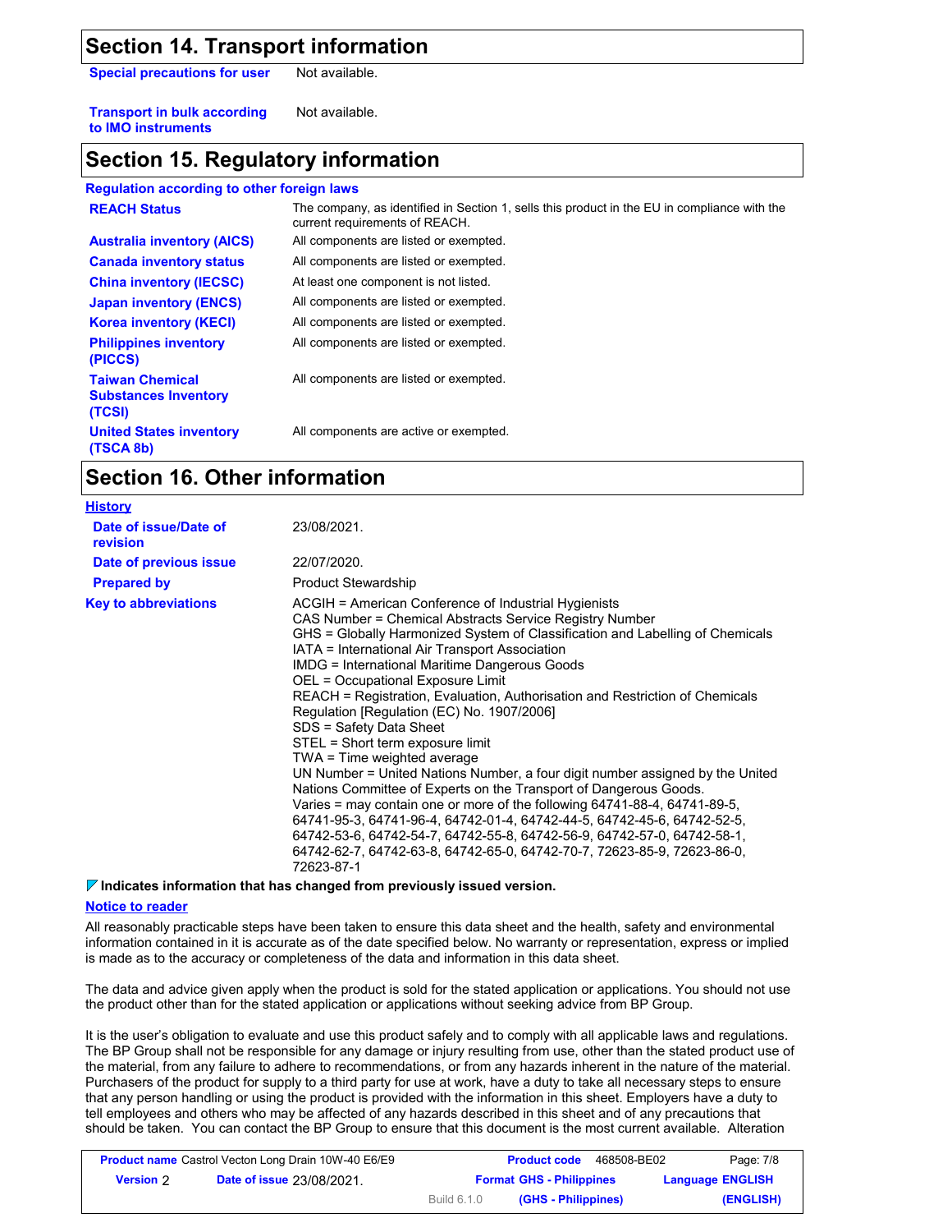## Section 14. Transport information

| | |
|---|---|
| **Special precautions for user** | Not available. |
| **Transport in bulk according to IMO instruments** | Not available. |

## Section 15. Regulatory information

**Regulation according to other foreign laws**

| | |
|---|---|
| **REACH Status** | The company, as identified in Section 1, sells this product in the EU in compliance with the current requirements of REACH. |
| **Australia inventory (AICS)** | All components are listed or exempted. |
| **Canada inventory status** | All components are listed or exempted. |
| **China inventory (IECSC)** | At least one component is not listed. |
| **Japan inventory (ENCS)** | All components are listed or exempted. |
| **Korea inventory (KECI)** | All components are listed or exempted. |
| **Philippines inventory (PICCS)** | All components are listed or exempted. |
| **Taiwan Chemical Substances Inventory (TCSI)** | All components are listed or exempted. |
| **United States inventory (TSCA 8b)** | All components are active or exempted. |

## Section 16. Other information

**History**

| | |
|---|---|
| **Date of issue/Date of revision** | 23/08/2021. |
| **Date of previous issue** | 22/07/2020. |
| **Prepared by** | Product Stewardship |

**Key to abbreviations**

ACGIH = American Conference of Industrial Hygienists
CAS Number = Chemical Abstracts Service Registry Number
GHS = Globally Harmonized System of Classification and Labelling of Chemicals
IATA = International Air Transport Association
IMDG = International Maritime Dangerous Goods
OEL = Occupational Exposure Limit
REACH = Registration, Evaluation, Authorisation and Restriction of Chemicals Regulation [Regulation (EC) No. 1907/2006]
SDS = Safety Data Sheet
STEL = Short term exposure limit
TWA = Time weighted average
UN Number = United Nations Number, a four digit number assigned by the United Nations Committee of Experts on the Transport of Dangerous Goods.
Varies = may contain one or more of the following 64741-88-4, 64741-89-5, 64741-95-3, 64741-96-4, 64742-01-4, 64742-44-5, 64742-45-6, 64742-52-5, 64742-53-6, 64742-54-7, 64742-55-8, 64742-56-9, 64742-57-0, 64742-58-1, 64742-62-7, 64742-63-8, 64742-65-0, 64742-70-7, 72623-85-9, 72623-86-0, 72623-87-1

**Indicates information that has changed from previously issued version.**

**Notice to reader**

All reasonably practicable steps have been taken to ensure this data sheet and the health, safety and environmental information contained in it is accurate as of the date specified below. No warranty or representation, express or implied is made as to the accuracy or completeness of the data and information in this data sheet.

The data and advice given apply when the product is sold for the stated application or applications. You should not use the product other than for the stated application or applications without seeking advice from BP Group.

It is the user's obligation to evaluate and use this product safely and to comply with all applicable laws and regulations. The BP Group shall not be responsible for any damage or injury resulting from use, other than the stated product use of the material, from any failure to adhere to recommendations, or from any hazards inherent in the nature of the material. Purchasers of the product for supply to a third party for use at work, have a duty to take all necessary steps to ensure that any person handling or using the product is provided with the information in this sheet. Employers have a duty to tell employees and others who may be affected of any hazards described in this sheet and of any precautions that should be taken. You can contact the BP Group to ensure that this document is the most current available. Alteration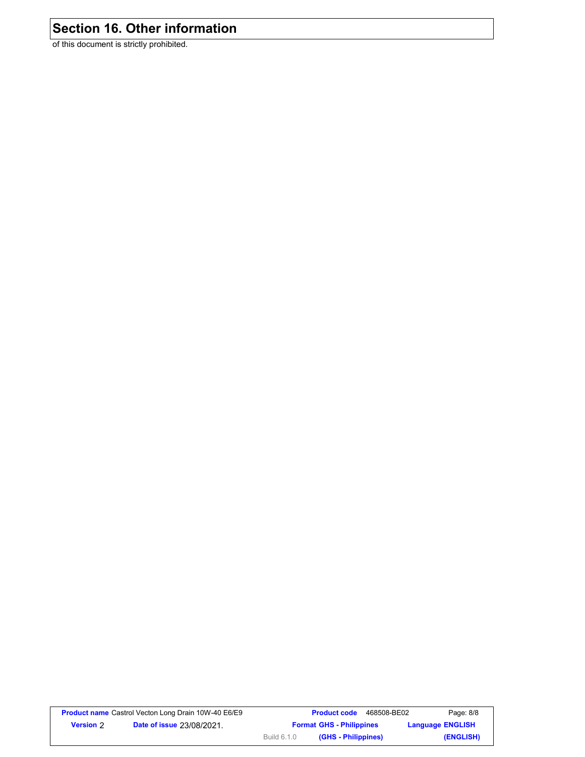## Section 16. Other information

of this document is strictly prohibited.